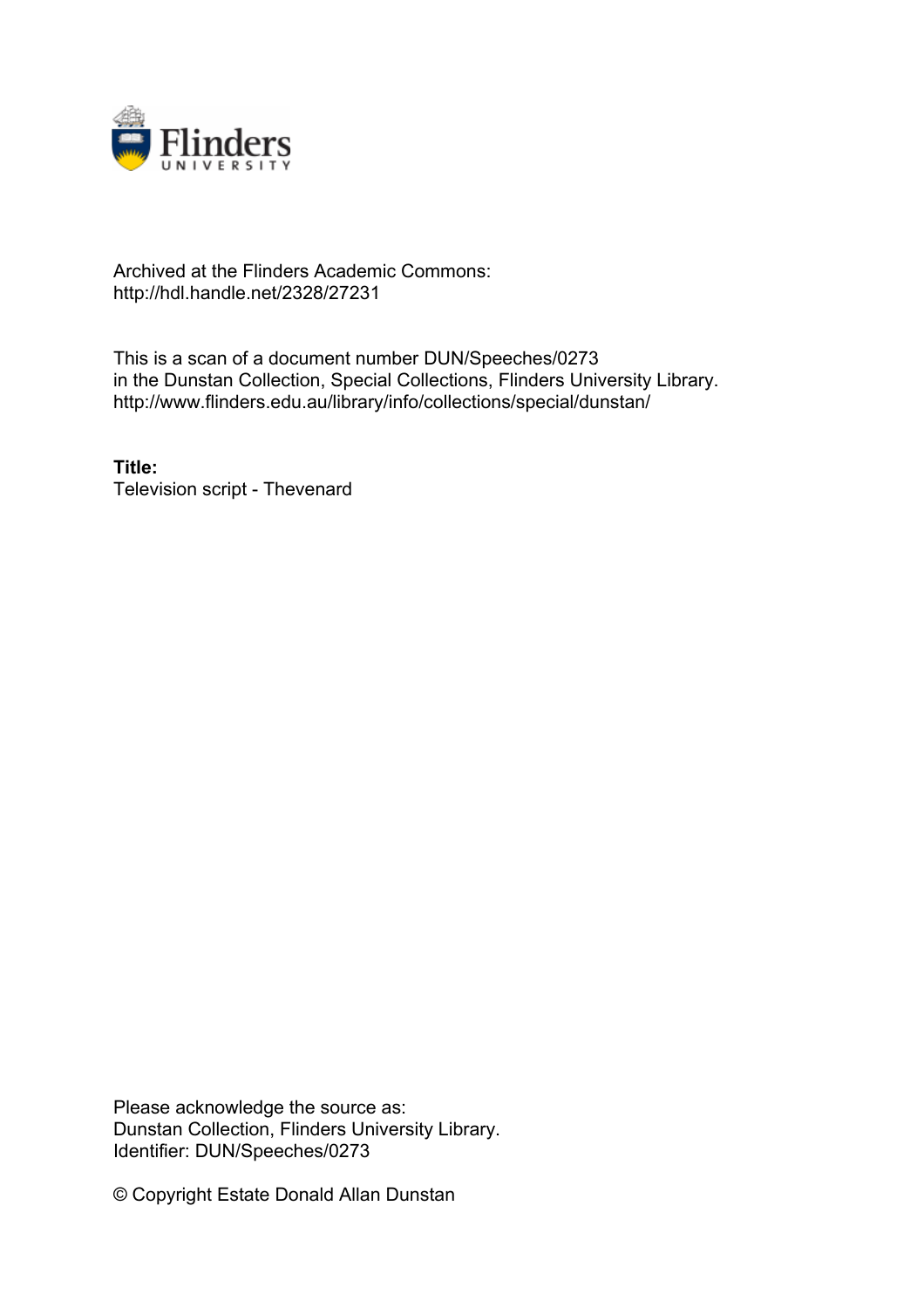Archived at the Flinders Academic Commons:
http://hdl.handle.net/2328/27231

This is a scan of a document number DUN/Speeches/0273
in the Dunstan Collection, Special Collections, Flinders University Library.
http://www.flinders.edu.au/library/info/collections/special/dunstan/

**Title:**
Television script - Thevenard

Please acknowledge the source as:
Dunstan Collection, Flinders University Library.
Identifier: DUN/Speeches/0273

© Copyright Estate Donald Allan Dunstan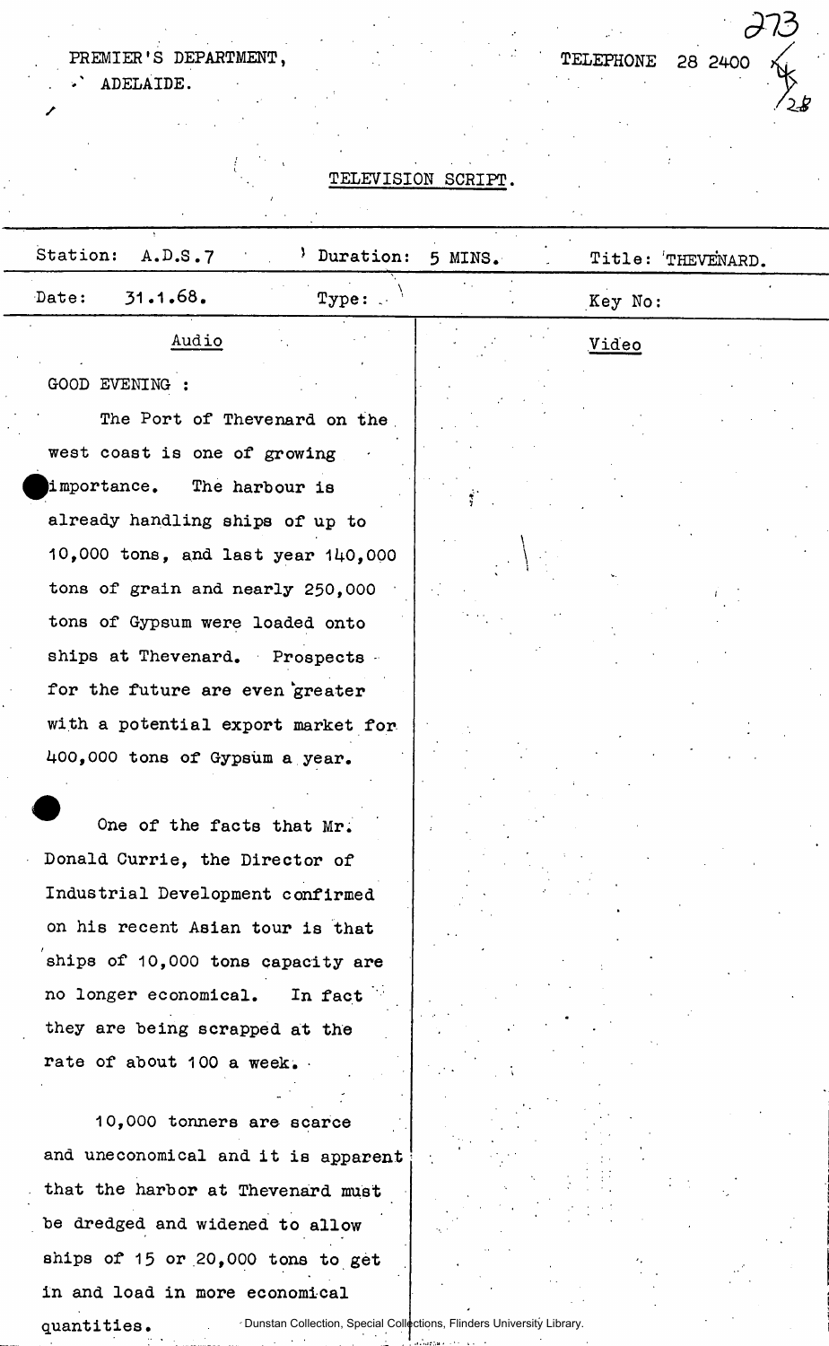PREMIER'S DEPARTMENT,
ADELAIDE.

TELEPHONE 28 2400

## TELEVISION SCRIPT.

| Station: A.D.S.7 | Duration: 5 MINS. | Title: THEVENARD. |
|---|---|---|
| Date: 31.1.68. | Type: | Key No: |

| Audio | Video |
|---|---|
| GOOD EVENING : | |
| The Port of Thevenard on the west coast is one of growing importance. The harbour is already handling ships of up to 10,000 tons, and last year 140,000 tons of grain and nearly 250,000 tons of Gypsum were loaded onto ships at Thevenard. Prospects for the future are even greater with a potential export market for 400,000 tons of Gypsum a year. | |
| One of the facts that Mr. Donald Currie, the Director of Industrial Development confirmed on his recent Asian tour is that ships of 10,000 tons capacity are no longer economical. In fact they are being scrapped at the rate of about 100 a week. | |
| 10,000 tonners are scarce and uneconomical and it is apparent that the harbor at Thevenard must be dredged and widened to allow ships of 15 or 20,000 tons to get in and load in more economical quantities. | |

Dunstan Collection, Special Collections, Flinders University Library.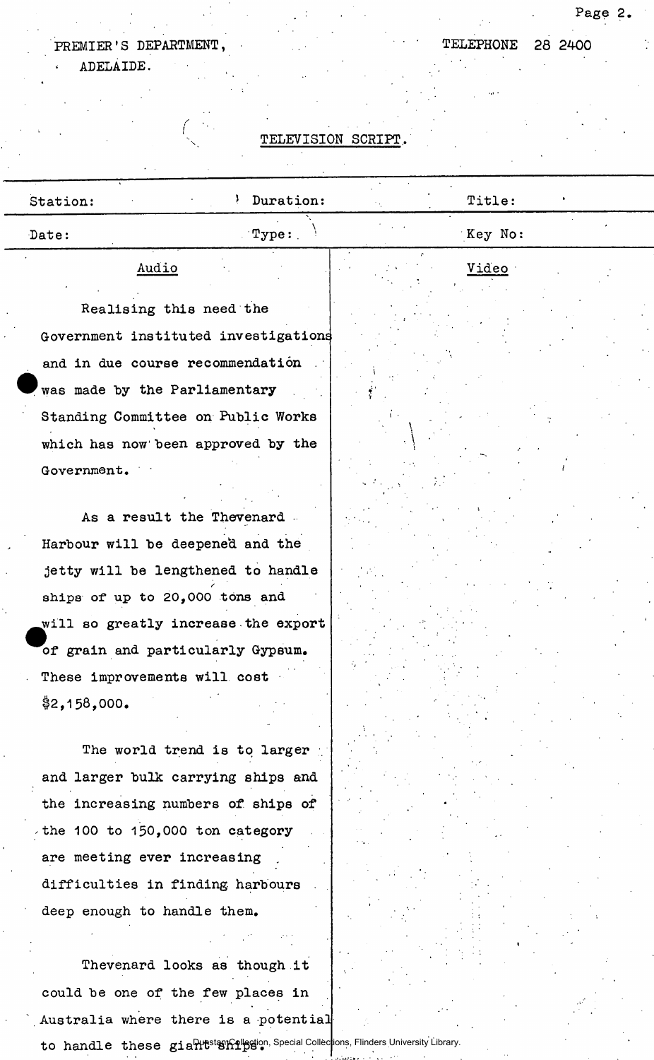PREMIER'S DEPARTMENT,
ADELAIDE.

TELEPHONE 28 2400

TELEVISION SCRIPT.

| Station: | Duration: | Title: |
|---|---|---|
| Date: | Type: | Key No: |

| Audio | Video |
|---|---|
| Realising this need the Government instituted investigations and in due course recommendation was made by the Parliamentary Standing Committee on Public Works which has now been approved by the Government. | |
| As a result the Thevenard Harbour will be deepened and the jetty will be lengthened to handle ships of up to 20,000 tons and will so greatly increase the export of grain and particularly Gypsum. These improvements will cost $2,158,000. | |
| The world trend is to larger and larger bulk carrying ships and the increasing numbers of ships of the 100 to 150,000 ton category are meeting ever increasing difficulties in finding harbours deep enough to handle them. | |
| Thevenard looks as though it could be one of the few places in Australia where there is a potential to handle these giant ships. | |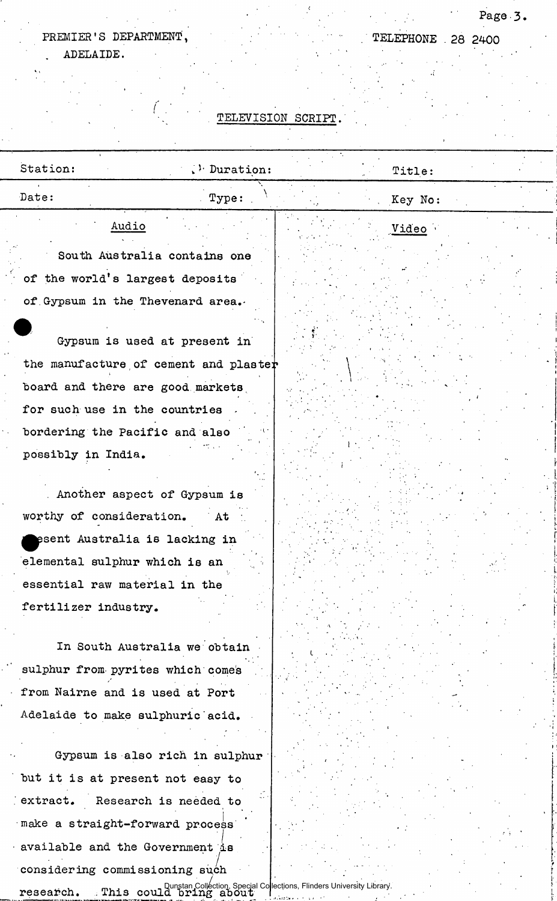PREMIER'S DEPARTMENT,
ADELAIDE.

TELEPHONE 28 2400

TELEVISION SCRIPT.

| Station: | Duration: | Title: |
|---|---|---|
| Date: | Type: | Key No: |

| Audio | Video |
|---|---|
| South Australia contains one of the world's largest deposits of Gypsum in the Thevenard area. | |
| Gypsum is used at present in the manufacture of cement and plaster board and there are good markets for such use in the countries bordering the Pacific and also possibly in India. | |
| Another aspect of Gypsum is worthy of consideration. At present Australia is lacking in elemental sulphur which is an essential raw material in the fertilizer industry. | |
| In South Australia we obtain sulphur from pyrites which comes from Nairne and is used at Port Adelaide to make sulphuric acid. | |
| Gypsum is also rich in sulphur but it is at present not easy to extract. Research is needed to make a straight-forward process available and the Government is considering commissioning such research. This could bring about | |

Dunstan Collection, Special Collections, Flinders University Library.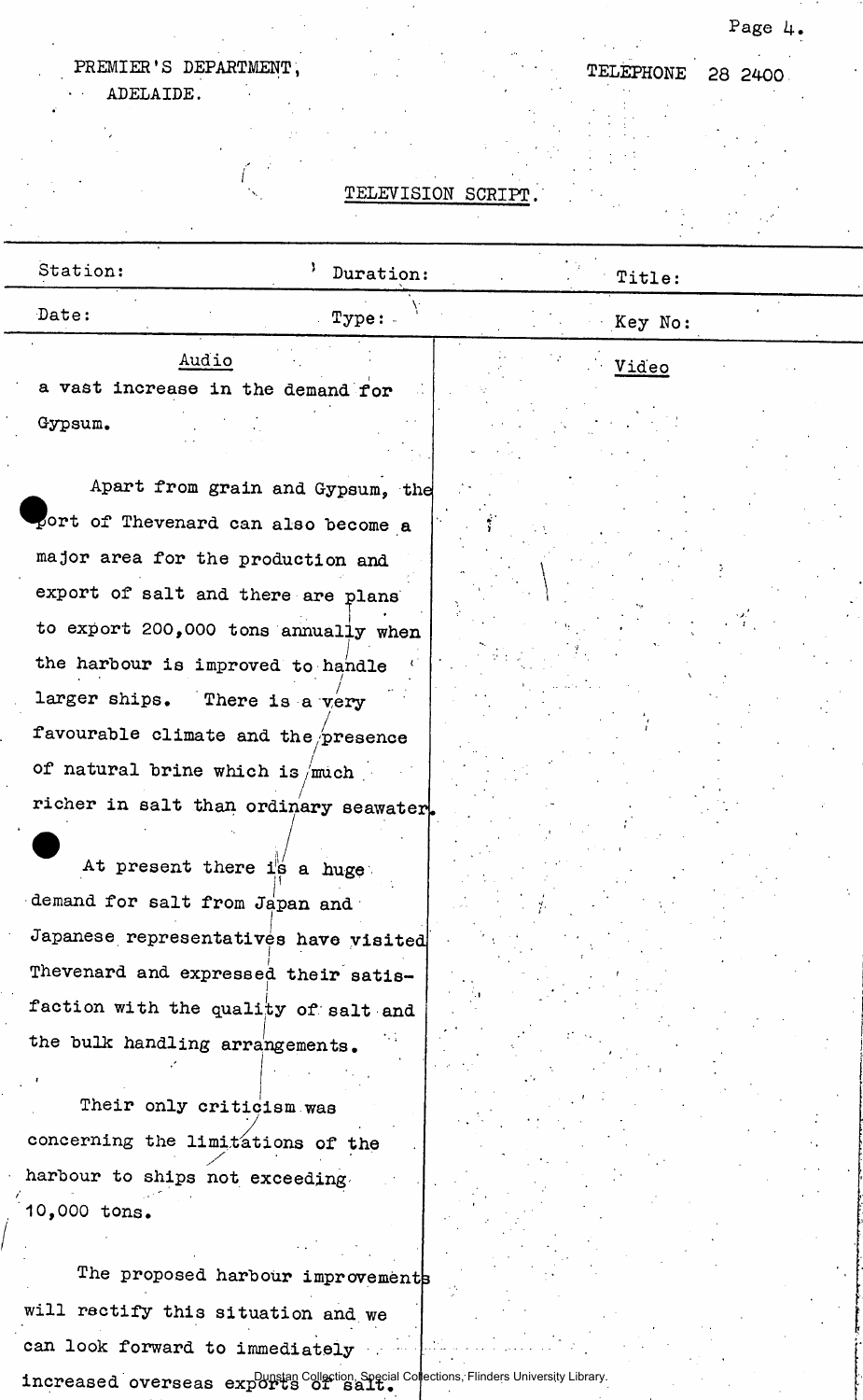PREMIER'S DEPARTMENT,
ADELAIDE.

TELEPHONE 28 2400

TELEVISION SCRIPT.

| Station: | Duration: | Title: |
|---|---|---|
| Date: | Type: | Key No: |

| Audio | Video |
|---|---|
| a vast increase in the demand for Gypsum.<br><br>Apart from grain and Gypsum, the port of Thevenard can also become a major area for the production and export of salt and there are plans to export 200,000 tons annually when the harbour is improved to handle larger ships. There is a very favourable climate and the presence of natural brine which is much richer in salt than ordinary seawater.<br><br>At present there is a huge demand for salt from Japan and Japanese representatives have visited Thevenard and expressed their satisfaction with the quality of salt and the bulk handling arrangements.<br><br>Their only criticism was concerning the limitations of the harbour to ships not exceeding 10,000 tons.<br><br>The proposed harbour improvements will rectify this situation and we can look forward to immediately increased overseas exports of salt. | |

Dunstan Collection, Special Collections, Flinders University Library.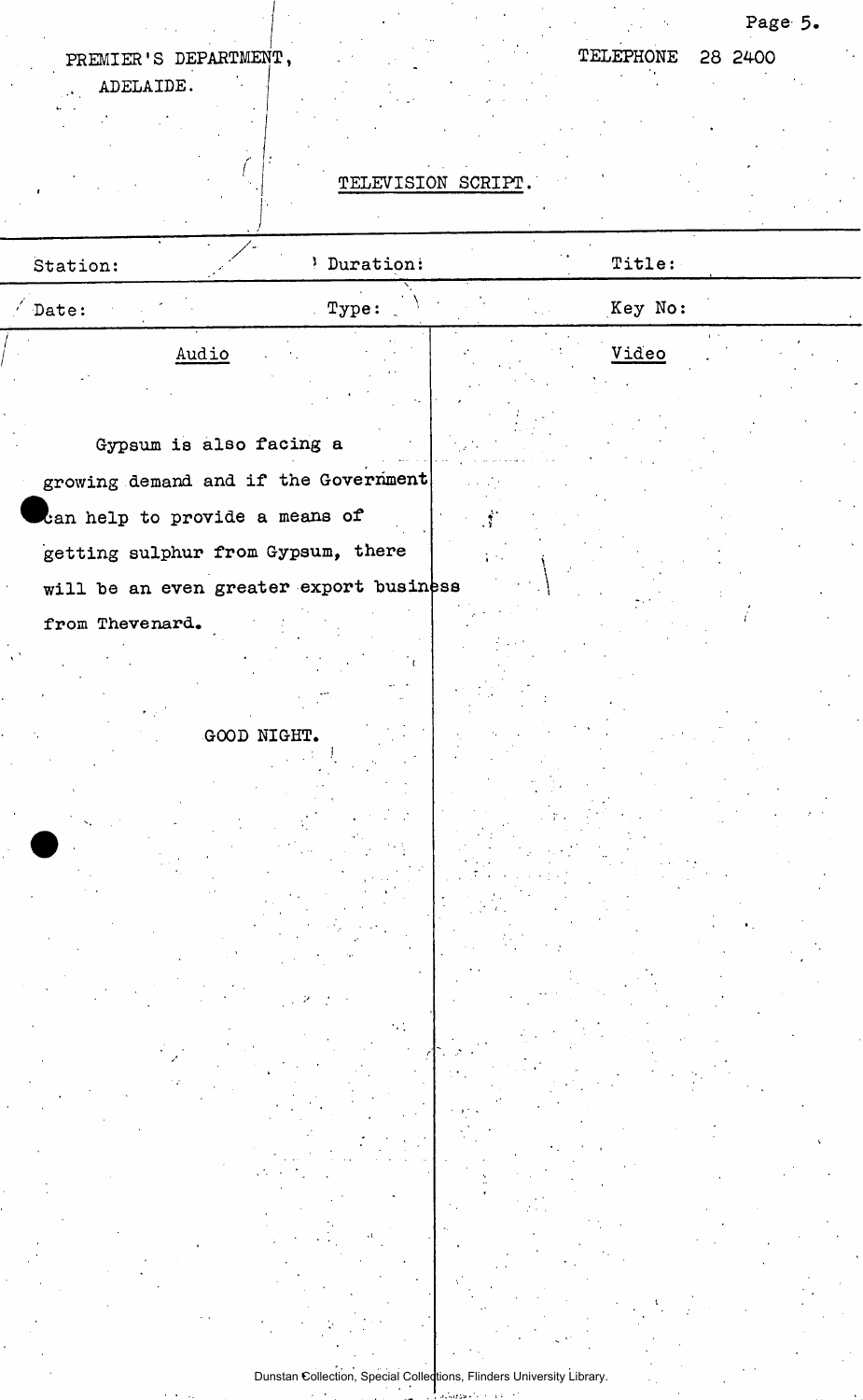PREMIER'S DEPARTMENT,
ADELAIDE.

TELEPHONE 28 2400

TELEVISION SCRIPT.

| Station: | Duration: | Title: |
| --- | --- | --- |
| Date: | Type: | Key No: |

| Audio | Video |
| --- | --- |
| Gypsum is also facing a growing demand and if the Government can help to provide a means of getting sulphur from Gypsum, there will be an even greater export business from Thevenard. | |
| GOOD NIGHT. | |

Dunstan Collection, Special Collections, Flinders University Library.